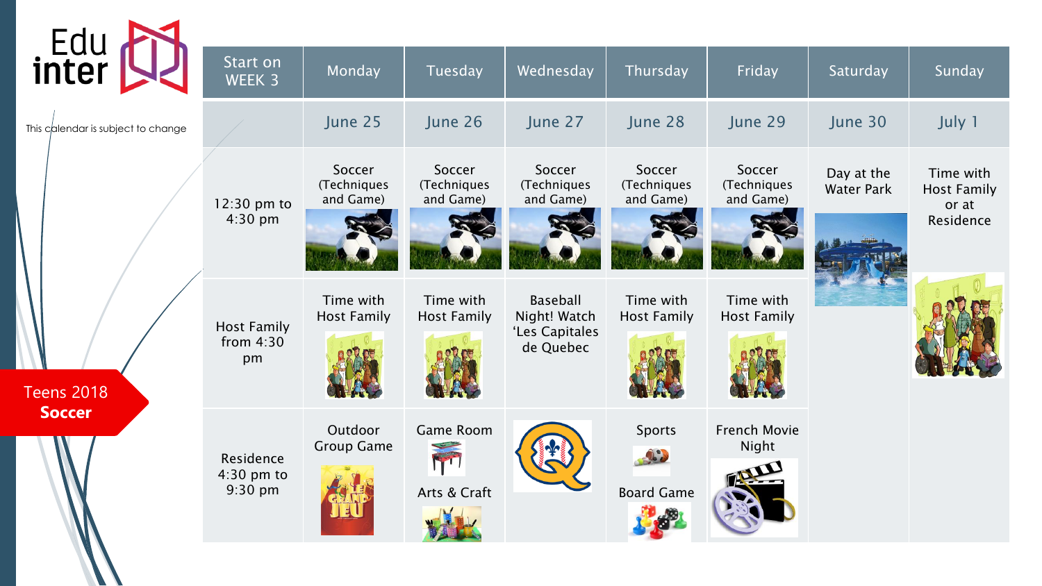Edu inter

This calendar is subject to change

**Teens 2018**
**Soccer**

| Start on WEEK 3 | Monday | Tuesday | Wednesday | Thursday | Friday | Saturday | Sunday |
|---|---|---|---|---|---|---|---|
| | June 25 | June 26 | June 27 | June 28 | June 29 | June 30 | July 1 |
| 12:30 pm to 4:30 pm | Soccer (Techniques and Game) | Soccer (Techniques and Game) | Soccer (Techniques and Game) | Soccer (Techniques and Game) | Soccer (Techniques and Game) | Day at the Water Park | Time with Host Family or at Residence |
| Host Family from 4:30 pm | Time with Host Family | Time with Host Family | Baseball Night! Watch 'Les Capitales de Quebec | Time with Host Family | Time with Host Family | | |
| Residence 4:30 pm to 9:30 pm | Outdoor Group Game | Game Room<br>Arts & Craft | | Sports<br>Board Game | French Movie Night | | |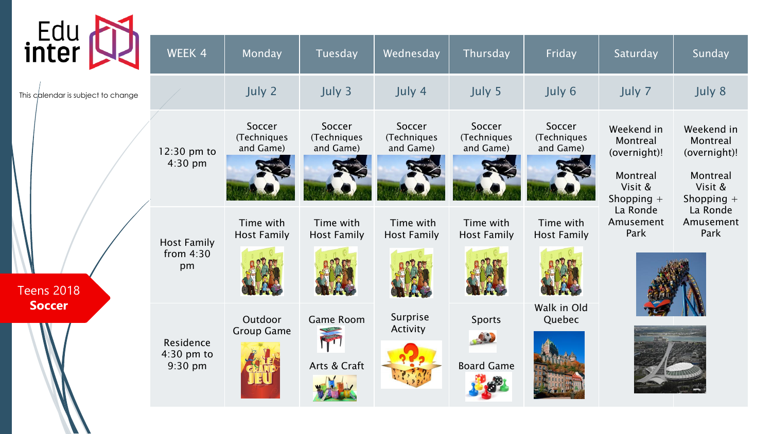Edu inter

This calendar is subject to change

**Teens 2018**
**Soccer**

| WEEK 4 | Monday | Tuesday | Wednesday | Thursday | Friday | Saturday | Sunday |
|---|---|---|---|---|---|---|---|
| | July 2 | July 3 | July 4 | July 5 | July 6 | July 7 | July 8 |
| 12:30 pm to 4:30 pm | Soccer (Techniques and Game) | Soccer (Techniques and Game) | Soccer (Techniques and Game) | Soccer (Techniques and Game) | Soccer (Techniques and Game) | Weekend in Montreal (overnight)! Montreal Visit & Shopping + La Ronde Amusement Park | Weekend in Montreal (overnight)! Montreal Visit & Shopping + La Ronde Amusement Park |
| Host Family from 4:30 pm | Time with Host Family | Time with Host Family | Time with Host Family | Time with Host Family | Time with Host Family | | |
| Residence 4:30 pm to 9:30 pm | Outdoor Group Game | Game Room; Arts & Craft | Surprise Activity | Sports; Board Game | Walk in Old Quebec | | |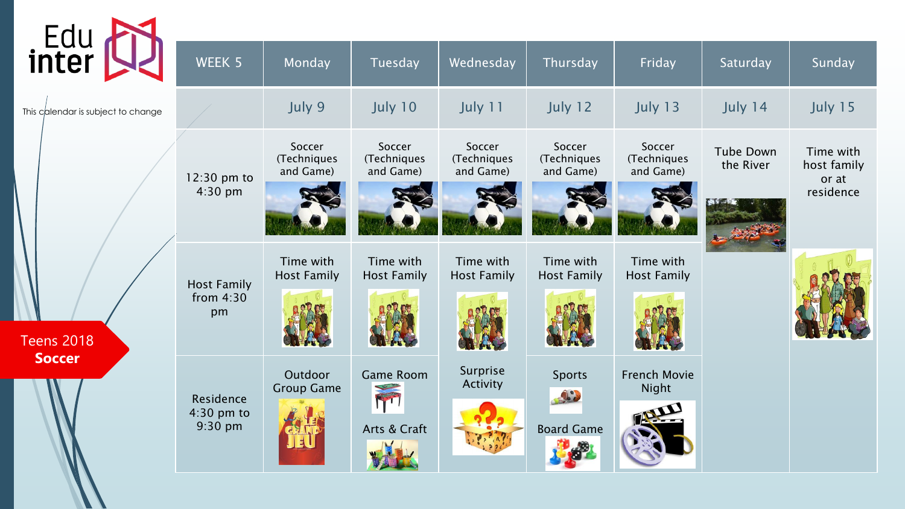Edu inter

This calendar is subject to change

**Teens 2018**
**Soccer**

| WEEK 5 | Monday | Tuesday | Wednesday | Thursday | Friday | Saturday | Sunday |
|---|---|---|---|---|---|---|---|
| | July 9 | July 10 | July 11 | July 12 | July 13 | July 14 | July 15 |
| 12:30 pm to 4:30 pm | Soccer (Techniques and Game) | Soccer (Techniques and Game) | Soccer (Techniques and Game) | Soccer (Techniques and Game) | Soccer (Techniques and Game) | Tube Down the River | Time with host family or at residence |
| Host Family from 4:30 pm | Time with Host Family | Time with Host Family | Time with Host Family | Time with Host Family | Time with Host Family | | |
| Residence 4:30 pm to 9:30 pm | Outdoor Group Game | Game Room<br>Arts & Craft | Surprise Activity | Sports<br>Board Game | French Movie Night | | |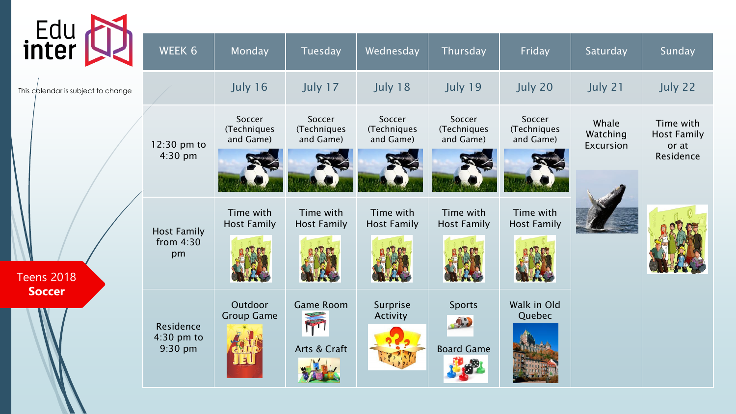Edu inter

This calendar is subject to change

**Teens 2018**
**Soccer**

| WEEK 6 | Monday | Tuesday | Wednesday | Thursday | Friday | Saturday | Sunday |
|---|---|---|---|---|---|---|---|
| | July 16 | July 17 | July 18 | July 19 | July 20 | July 21 | July 22 |
| 12:30 pm to 4:30 pm | Soccer (Techniques and Game) | Soccer (Techniques and Game) | Soccer (Techniques and Game) | Soccer (Techniques and Game) | Soccer (Techniques and Game) | Whale Watching Excursion | Time with Host Family or at Residence |
| Host Family from 4:30 pm | Time with Host Family | Time with Host Family | Time with Host Family | Time with Host Family | Time with Host Family | | |
| Residence 4:30 pm to 9:30 pm | Outdoor Group Game | Game Room<br>Arts & Craft | Surprise Activity | Sports<br>Board Game | Walk in Old Quebec | | |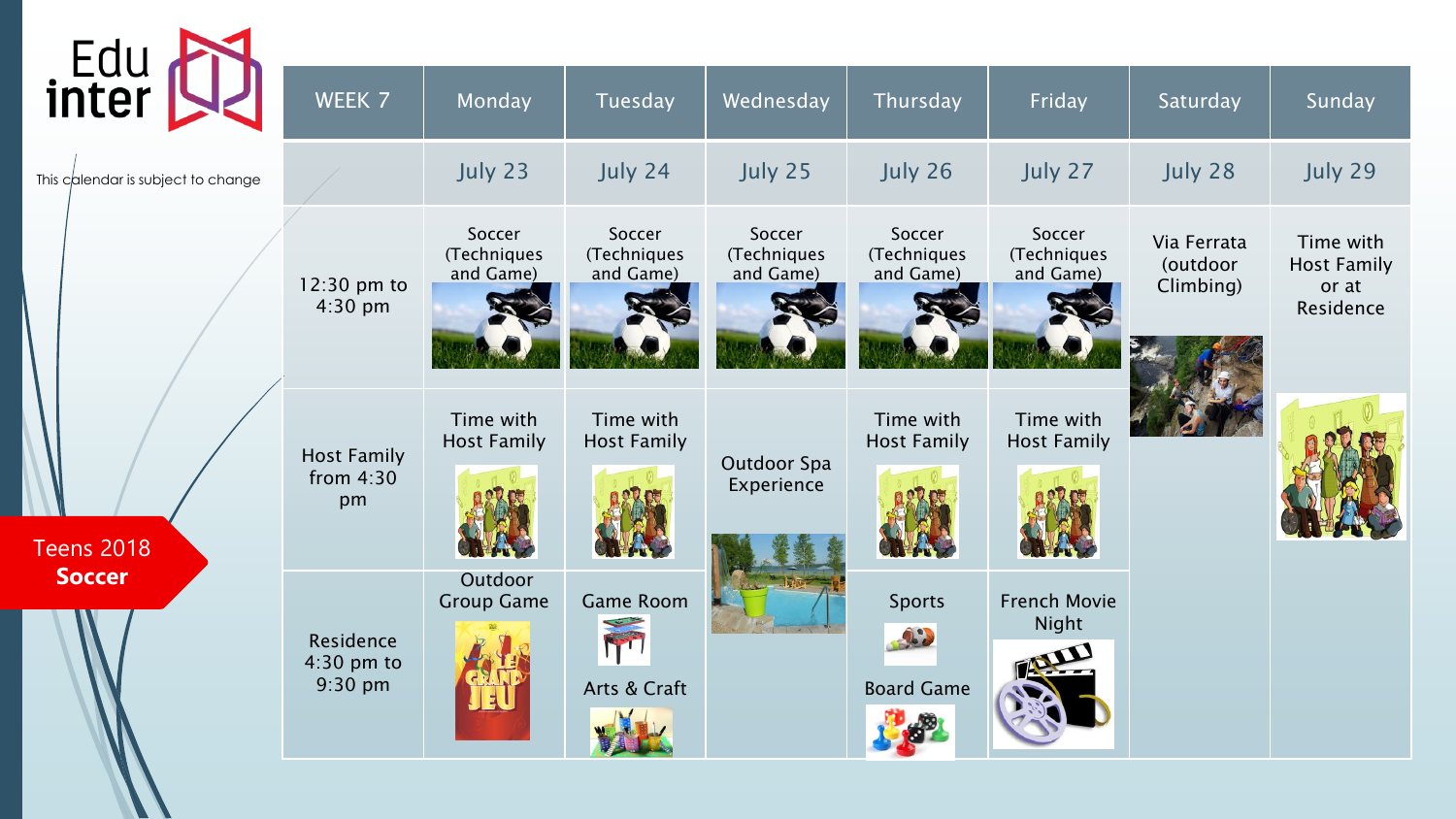Edu inter

This calendar is subject to change

**Teens 2018**
**Soccer**

| WEEK 7 | Monday | Tuesday | Wednesday | Thursday | Friday | Saturday | Sunday |
|---|---|---|---|---|---|---|---|
| | July 23 | July 24 | July 25 | July 26 | July 27 | July 28 | July 29 |
| 12:30 pm to 4:30 pm | Soccer (Techniques and Game) | Soccer (Techniques and Game) | Soccer (Techniques and Game) | Soccer (Techniques and Game) | Soccer (Techniques and Game) | Via Ferrata (outdoor Climbing) | Time with Host Family or at Residence |
| Host Family from 4:30 pm | Time with Host Family | Time with Host Family | Outdoor Spa Experience | Time with Host Family | Time with Host Family | | |
| Residence 4:30 pm to 9:30 pm | Outdoor Group Game | Game Room<br>Arts & Craft | | Sports<br>Board Game | French Movie Night | | |